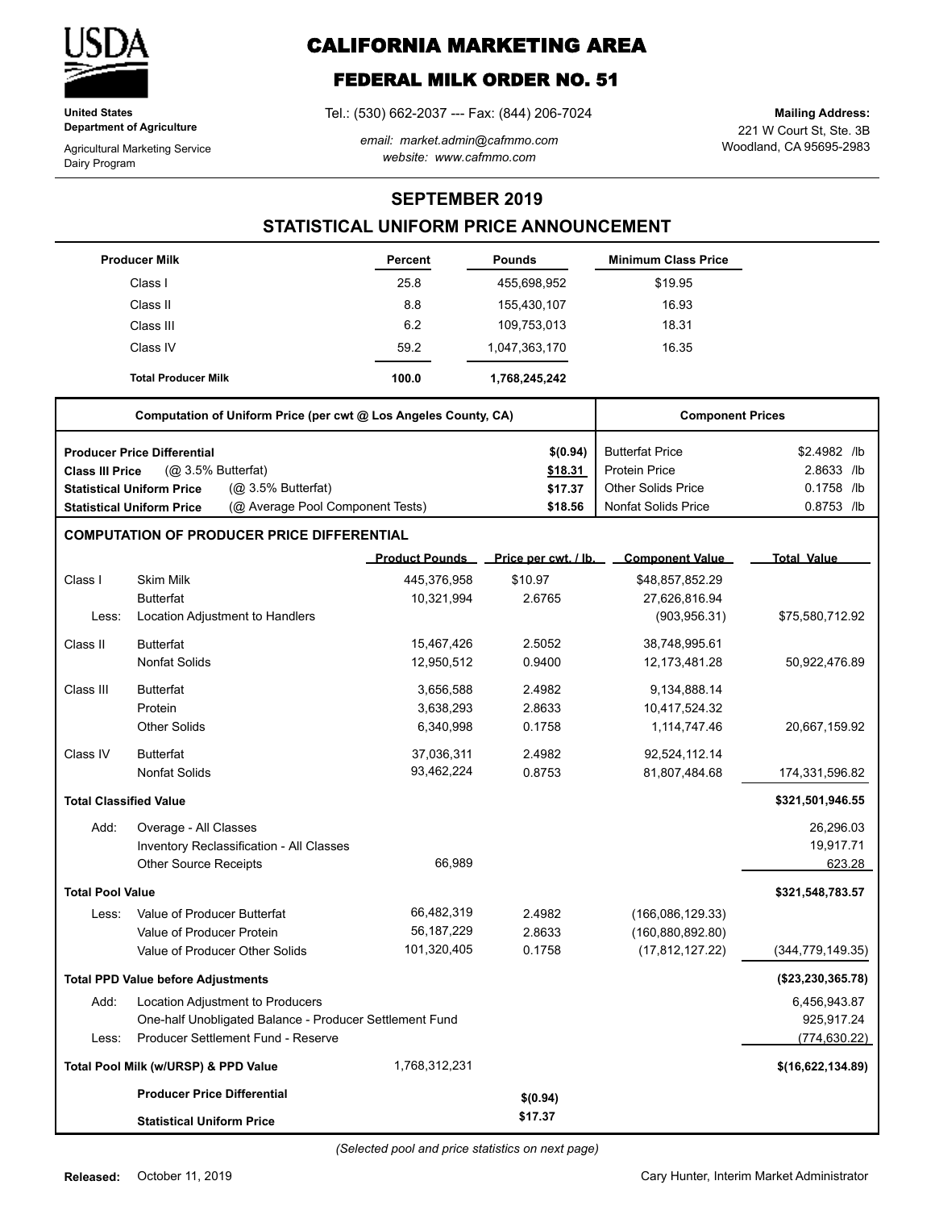**United States Department of Agriculture**

Agricultural Marketing Service
Dairy Program

# CALIFORNIA MARKETING AREA

## FEDERAL MILK ORDER NO. 51

Tel.: (530) 662-2037 --- Fax: (844) 206-7024

*email: market.admin@cafmmo.com*
*website: www.cafmmo.com*

**Mailing Address:**
221 W Court St, Ste. 3B
Woodland, CA 95695-2983

## SEPTEMBER 2019

## STATISTICAL UNIFORM PRICE ANNOUNCEMENT

| Producer Milk | Percent | Pounds | Minimum Class Price |
|---|---|---|---|
| Class I | 25.8 | 455,698,952 | $19.95 |
| Class II | 8.8 | 155,430,107 | 16.93 |
| Class III | 6.2 | 109,753,013 | 18.31 |
| Class IV | 59.2 | 1,047,363,170 | 16.35 |
| **Total Producer Milk** | **100.0** | **1,768,245,242** | |

| Computation of Uniform Price (per cwt @ Los Angeles County, CA) | | Component Prices | |
|---|---|---|---|
| **Producer Price Differential** | **$(0.94)** | Butterfat Price | $2.4982 /lb |
| **Class III Price** (@ 3.5% Butterfat) | **$18.31** | Protein Price | 2.8633 /lb |
| **Statistical Uniform Price** (@ 3.5% Butterfat) | **$17.37** | Other Solids Price | 0.1758 /lb |
| **Statistical Uniform Price** (@ Average Pool Component Tests) | **$18.56** | Nonfat Solids Price | 0.8753 /lb |

### COMPUTATION OF PRODUCER PRICE DIFFERENTIAL

| | | Product Pounds | Price per cwt. / lb. | Component Value | Total Value |
|---|---|---|---|---|---|
| Class I | Skim Milk | 445,376,958 | $10.97 | $48,857,852.29 | |
| | Butterfat | 10,321,994 | 2.6765 | 27,626,816.94 | |
| Less: | Location Adjustment to Handlers | | | (903,956.31) | $75,580,712.92 |
| Class II | Butterfat | 15,467,426 | 2.5052 | 38,748,995.61 | |
| | Nonfat Solids | 12,950,512 | 0.9400 | 12,173,481.28 | 50,922,476.89 |
| Class III | Butterfat | 3,656,588 | 2.4982 | 9,134,888.14 | |
| | Protein | 3,638,293 | 2.8633 | 10,417,524.32 | |
| | Other Solids | 6,340,998 | 0.1758 | 1,114,747.46 | 20,667,159.92 |
| Class IV | Butterfat | 37,036,311 | 2.4982 | 92,524,112.14 | |
| | Nonfat Solids | 93,462,224 | 0.8753 | 81,807,484.68 | 174,331,596.82 |
| **Total Classified Value** | | | | | **$321,501,946.55** |
| Add: | Overage - All Classes | | | | 26,296.03 |
| | Inventory Reclassification - All Classes | | | | 19,917.71 |
| | Other Source Receipts | 66,989 | | | 623.28 |
| **Total Pool Value** | | | | | **$321,548,783.57** |
| Less: | Value of Producer Butterfat | 66,482,319 | 2.4982 | (166,086,129.33) | |
| | Value of Producer Protein | 56,187,229 | 2.8633 | (160,880,892.80) | |
| | Value of Producer Other Solids | 101,320,405 | 0.1758 | (17,812,127.22) | (344,779,149.35) |
| **Total PPD Value before Adjustments** | | | | | **($23,230,365.78)** |
| Add: | Location Adjustment to Producers | | | | 6,456,943.87 |
| | One-half Unobligated Balance - Producer Settlement Fund | | | | 925,917.24 |
| Less: | Producer Settlement Fund - Reserve | | | | (774,630.22) |
| **Total Pool Milk (w/URSP) & PPD Value** | | 1,768,312,231 | | | **$(16,622,134.89)** |
| | **Producer Price Differential** | | **$(0.94)** | | |
| | **Statistical Uniform Price** | | **$17.37** | | |

*(Selected pool and price statistics on next page)*

**Released:** October 11, 2019

Cary Hunter, Interim Market Administrator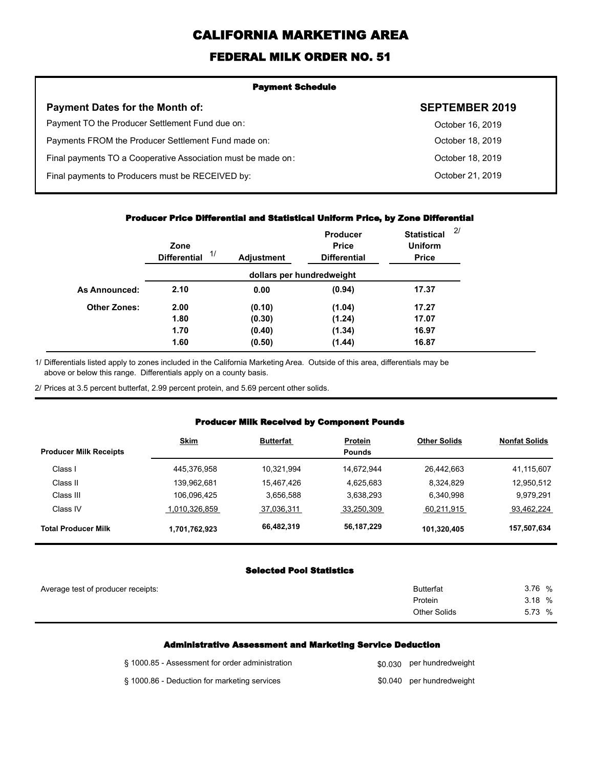# CALIFORNIA MARKETING AREA

## FEDERAL MILK ORDER NO. 51

### Payment Schedule

| Payment Dates for the Month of: | SEPTEMBER 2019 |
|---|---|
| Payment TO the Producer Settlement Fund due on: | October 16, 2019 |
| Payments FROM the Producer Settlement Fund made on: | October 18, 2019 |
| Final payments TO a Cooperative Association must be made on: | October 18, 2019 |
| Final payments to Producers must be RECEIVED by: | October 21, 2019 |

### Producer Price Differential and Statistical Uniform Price, by Zone Differential

| | Zone Differential [1/] | Adjustment | Producer Price Differential | Statistical Uniform Price [2/] |
|---|---|---|---|---|
| | dollars per hundredweight | | | |
| As Announced: | 2.10 | 0.00 | (0.94) | 17.37 |
| Other Zones: | 2.00 | (0.10) | (1.04) | 17.27 |
| | 1.80 | (0.30) | (1.24) | 17.07 |
| | 1.70 | (0.40) | (1.34) | 16.97 |
| | 1.60 | (0.50) | (1.44) | 16.87 |

1/ Differentials listed apply to zones included in the California Marketing Area. Outside of this area, differentials may be above or below this range. Differentials apply on a county basis.

2/ Prices at 3.5 percent butterfat, 2.99 percent protein, and 5.69 percent other solids.

### Producer Milk Received by Component Pounds

| Producer Milk Receipts | Skim | Butterfat | Protein | Other Solids | Nonfat Solids |
|---|---|---|---|---|---|
| | | | Pounds | | |
| Class I | 445,376,958 | 10,321,994 | 14,672,944 | 26,442,663 | 41,115,607 |
| Class II | 139,962,681 | 15,467,426 | 4,625,683 | 8,324,829 | 12,950,512 |
| Class III | 106,096,425 | 3,656,588 | 3,638,293 | 6,340,998 | 9,979,291 |
| Class IV | 1,010,326,859 | 37,036,311 | 33,250,309 | 60,211,915 | 93,462,224 |
| **Total Producer Milk** | **1,701,762,923** | **66,482,319** | **56,187,229** | **101,320,405** | **157,507,634** |

### Selected Pool Statistics

| Average test of producer receipts: | | |
|---|---|---|
| | Butterfat | 3.76 % |
| | Protein | 3.18 % |
| | Other Solids | 5.73 % |

### Administrative Assessment and Marketing Service Deduction

| | |
|---|---|
| § 1000.85 - Assessment for order administration | $0.030 per hundredweight |
| § 1000.86 - Deduction for marketing services | $0.040 per hundredweight |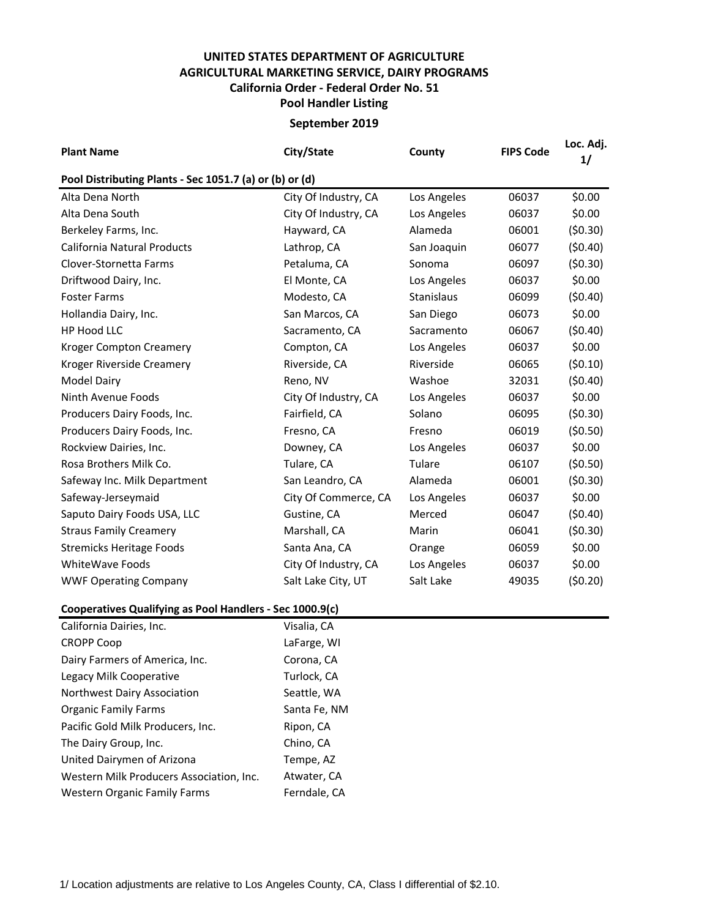**UNITED STATES DEPARTMENT OF AGRICULTURE**
**AGRICULTURAL MARKETING SERVICE, DAIRY PROGRAMS**
**California Order - Federal Order No. 51**
**Pool Handler Listing**

**September 2019**

| Plant Name | City/State | County | FIPS Code | Loc. Adj. 1/ |
|---|---|---|---|---|
| **Pool Distributing Plants - Sec 1051.7 (a) or (b) or (d)** | | | | |
| Alta Dena North | City Of Industry, CA | Los Angeles | 06037 | $0.00 |
| Alta Dena South | City Of Industry, CA | Los Angeles | 06037 | $0.00 |
| Berkeley Farms, Inc. | Hayward, CA | Alameda | 06001 | ($0.30) |
| California Natural Products | Lathrop, CA | San Joaquin | 06077 | ($0.40) |
| Clover-Stornetta Farms | Petaluma, CA | Sonoma | 06097 | ($0.30) |
| Driftwood Dairy, Inc. | El Monte, CA | Los Angeles | 06037 | $0.00 |
| Foster Farms | Modesto, CA | Stanislaus | 06099 | ($0.40) |
| Hollandia Dairy, Inc. | San Marcos, CA | San Diego | 06073 | $0.00 |
| HP Hood LLC | Sacramento, CA | Sacramento | 06067 | ($0.40) |
| Kroger Compton Creamery | Compton, CA | Los Angeles | 06037 | $0.00 |
| Kroger Riverside Creamery | Riverside, CA | Riverside | 06065 | ($0.10) |
| Model Dairy | Reno, NV | Washoe | 32031 | ($0.40) |
| Ninth Avenue Foods | City Of Industry, CA | Los Angeles | 06037 | $0.00 |
| Producers Dairy Foods, Inc. | Fairfield, CA | Solano | 06095 | ($0.30) |
| Producers Dairy Foods, Inc. | Fresno, CA | Fresno | 06019 | ($0.50) |
| Rockview Dairies, Inc. | Downey, CA | Los Angeles | 06037 | $0.00 |
| Rosa Brothers Milk Co. | Tulare, CA | Tulare | 06107 | ($0.50) |
| Safeway Inc. Milk Department | San Leandro, CA | Alameda | 06001 | ($0.30) |
| Safeway-Jerseymaid | City Of Commerce, CA | Los Angeles | 06037 | $0.00 |
| Saputo Dairy Foods USA, LLC | Gustine, CA | Merced | 06047 | ($0.40) |
| Straus Family Creamery | Marshall, CA | Marin | 06041 | ($0.30) |
| Stremicks Heritage Foods | Santa Ana, CA | Orange | 06059 | $0.00 |
| WhiteWave Foods | City Of Industry, CA | Los Angeles | 06037 | $0.00 |
| WWF Operating Company | Salt Lake City, UT | Salt Lake | 49035 | ($0.20) |

**Cooperatives Qualifying as Pool Handlers - Sec 1000.9(c)**

| | |
|---|---|
| California Dairies, Inc. | Visalia, CA |
| CROPP Coop | LaFarge, WI |
| Dairy Farmers of America, Inc. | Corona, CA |
| Legacy Milk Cooperative | Turlock, CA |
| Northwest Dairy Association | Seattle, WA |
| Organic Family Farms | Santa Fe, NM |
| Pacific Gold Milk Producers, Inc. | Ripon, CA |
| The Dairy Group, Inc. | Chino, CA |
| United Dairymen of Arizona | Tempe, AZ |
| Western Milk Producers Association, Inc. | Atwater, CA |
| Western Organic Family Farms | Ferndale, CA |

1/ Location adjustments are relative to Los Angeles County, CA, Class I differential of $2.10.